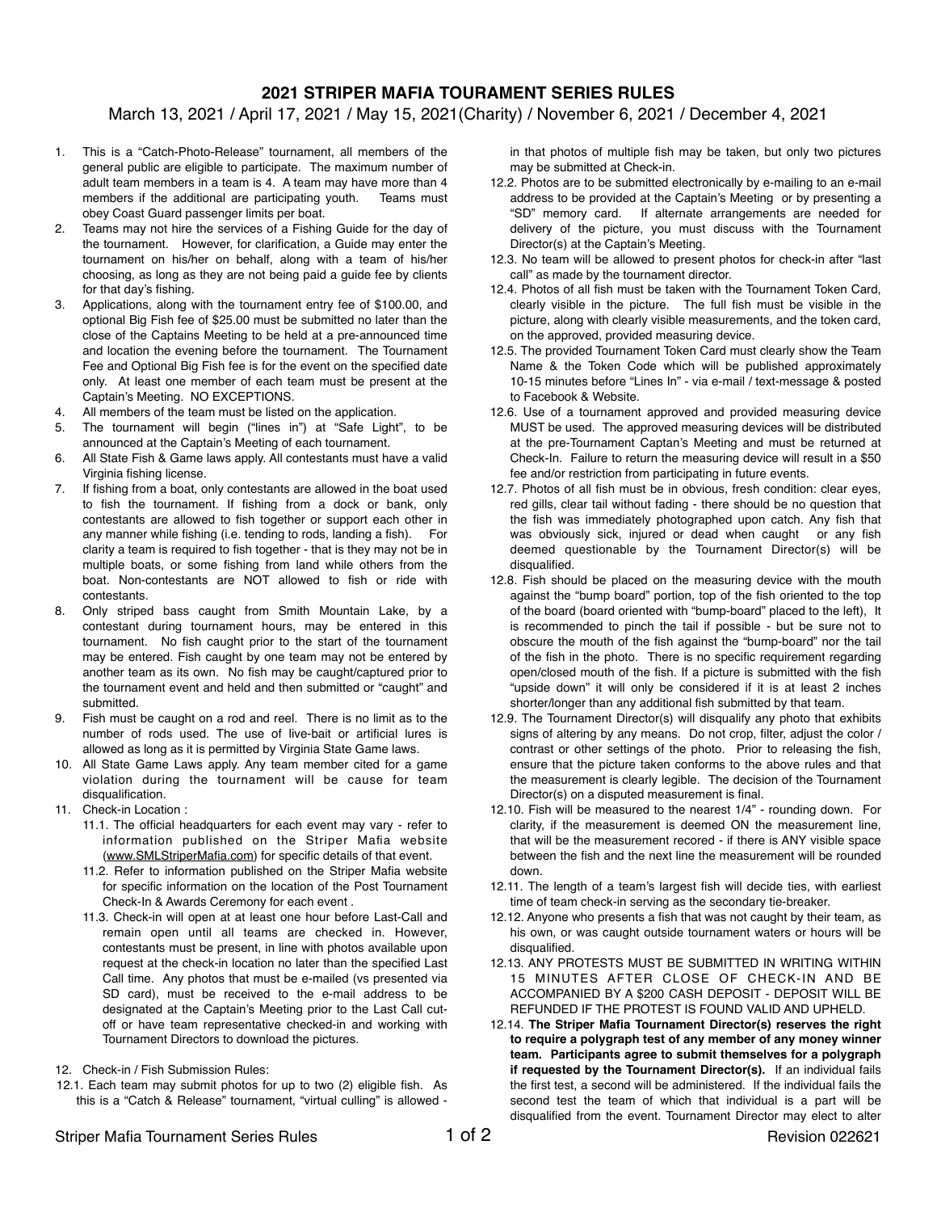# 2021 STRIPER MAFIA TOURAMENT SERIES RULES

March 13, 2021 / April 17, 2021 / May 15, 2021(Charity) / November 6, 2021 / December 4, 2021

1. This is a "Catch-Photo-Release" tournament, all members of the general public are eligible to participate. The maximum number of adult team members in a team is 4. A team may have more than 4 members if the additional are participating youth. Teams must obey Coast Guard passenger limits per boat.
2. Teams may not hire the services of a Fishing Guide for the day of the tournament. However, for clarification, a Guide may enter the tournament on his/her on behalf, along with a team of his/her choosing, as long as they are not being paid a guide fee by clients for that day's fishing.
3. Applications, along with the tournament entry fee of $100.00, and optional Big Fish fee of $25.00 must be submitted no later than the close of the Captains Meeting to be held at a pre-announced time and location the evening before the tournament. The Tournament Fee and Optional Big Fish fee is for the event on the specified date only. At least one member of each team must be present at the Captain's Meeting. NO EXCEPTIONS.
4. All members of the team must be listed on the application.
5. The tournament will begin ("lines in") at "Safe Light", to be announced at the Captain's Meeting of each tournament.
6. All State Fish & Game laws apply. All contestants must have a valid Virginia fishing license.
7. If fishing from a boat, only contestants are allowed in the boat used to fish the tournament. If fishing from a dock or bank, only contestants are allowed to fish together or support each other in any manner while fishing (i.e. tending to rods, landing a fish). For clarity a team is required to fish together - that is they may not be in multiple boats, or some fishing from land while others from the boat. Non-contestants are NOT allowed to fish or ride with contestants.
8. Only striped bass caught from Smith Mountain Lake, by a contestant during tournament hours, may be entered in this tournament. No fish caught prior to the start of the tournament may be entered. Fish caught by one team may not be entered by another team as its own. No fish may be caught/captured prior to the tournament event and held and then submitted or "caught" and submitted.
9. Fish must be caught on a rod and reel. There is no limit as to the number of rods used. The use of live-bait or artificial lures is allowed as long as it is permitted by Virginia State Game laws.
10. All State Game Laws apply. Any team member cited for a game violation during the tournament will be cause for team disqualification.
11. Check-in Location :
    - 11.1. The official headquarters for each event may vary - refer to information published on the Striper Mafia website (www.SMLStriperMafia.com) for specific details of that event.
    - 11.2. Refer to information published on the Striper Mafia website for specific information on the location of the Post Tournament Check-In & Awards Ceremony for each event .
    - 11.3. Check-in will open at at least one hour before Last-Call and remain open until all teams are checked in. However, contestants must be present, in line with photos available upon request at the check-in location no later than the specified Last Call time. Any photos that must be e-mailed (vs presented via SD card), must be received to the e-mail address to be designated at the Captain's Meeting prior to the Last Call cut-off or have team representative checked-in and working with Tournament Directors to download the pictures.
12. Check-in / Fish Submission Rules:

12.1. Each team may submit photos for up to two (2) eligible fish. As this is a "Catch & Release" tournament, "virtual culling" is allowed - in that photos of multiple fish may be taken, but only two pictures may be submitted at Check-in.

12.2. Photos are to be submitted electronically by e-mailing to an e-mail address to be provided at the Captain's Meeting or by presenting a "SD" memory card. If alternate arrangements are needed for delivery of the picture, you must discuss with the Tournament Director(s) at the Captain's Meeting.

12.3. No team will be allowed to present photos for check-in after "last call" as made by the tournament director.

12.4. Photos of all fish must be taken with the Tournament Token Card, clearly visible in the picture. The full fish must be visible in the picture, along with clearly visible measurements, and the token card, on the approved, provided measuring device.

12.5. The provided Tournament Token Card must clearly show the Team Name & the Token Code which will be published approximately 10-15 minutes before "Lines In" - via e-mail / text-message & posted to Facebook & Website.

12.6. Use of a tournament approved and provided measuring device MUST be used. The approved measuring devices will be distributed at the pre-Tournament Captan's Meeting and must be returned at Check-In. Failure to return the measuring device will result in a $50 fee and/or restriction from participating in future events.

12.7. Photos of all fish must be in obvious, fresh condition: clear eyes, red gills, clear tail without fading - there should be no question that the fish was immediately photographed upon catch. Any fish that was obviously sick, injured or dead when caught or any fish deemed questionable by the Tournament Director(s) will be disqualified.

12.8. Fish should be placed on the measuring device with the mouth against the "bump board" portion, top of the fish oriented to the top of the board (board oriented with "bump-board" placed to the left), It is recommended to pinch the tail if possible - but be sure not to obscure the mouth of the fish against the "bump-board" nor the tail of the fish in the photo. There is no specific requirement regarding open/closed mouth of the fish. If a picture is submitted with the fish "upside down" it will only be considered if it is at least 2 inches shorter/longer than any additional fish submitted by that team.

12.9. The Tournament Director(s) will disqualify any photo that exhibits signs of altering by any means. Do not crop, filter, adjust the color / contrast or other settings of the photo. Prior to releasing the fish, ensure that the picture taken conforms to the above rules and that the measurement is clearly legible. The decision of the Tournament Director(s) on a disputed measurement is final.

12.10. Fish will be measured to the nearest 1/4" - rounding down. For clarity, if the measurement is deemed ON the measurement line, that will be the measurement recored - if there is ANY visible space between the fish and the next line the measurement will be rounded down.

12.11. The length of a team's largest fish will decide ties, with earliest time of team check-in serving as the secondary tie-breaker.

12.12. Anyone who presents a fish that was not caught by their team, as his own, or was caught outside tournament waters or hours will be disqualified.

12.13. ANY PROTESTS MUST BE SUBMITTED IN WRITING WITHIN 15 MINUTES AFTER CLOSE OF CHECK-IN AND BE ACCOMPANIED BY A $200 CASH DEPOSIT - DEPOSIT WILL BE REFUNDED IF THE PROTEST IS FOUND VALID AND UPHELD.

12.14. **The Striper Mafia Tournament Director(s) reserves the right to require a polygraph test of any member of any money winner team. Participants agree to submit themselves for a polygraph if requested by the Tournament Director(s).** If an individual fails the first test, a second will be administered. If the individual fails the second test the team of which that individual is a part will be disqualified from the event. Tournament Director may elect to alter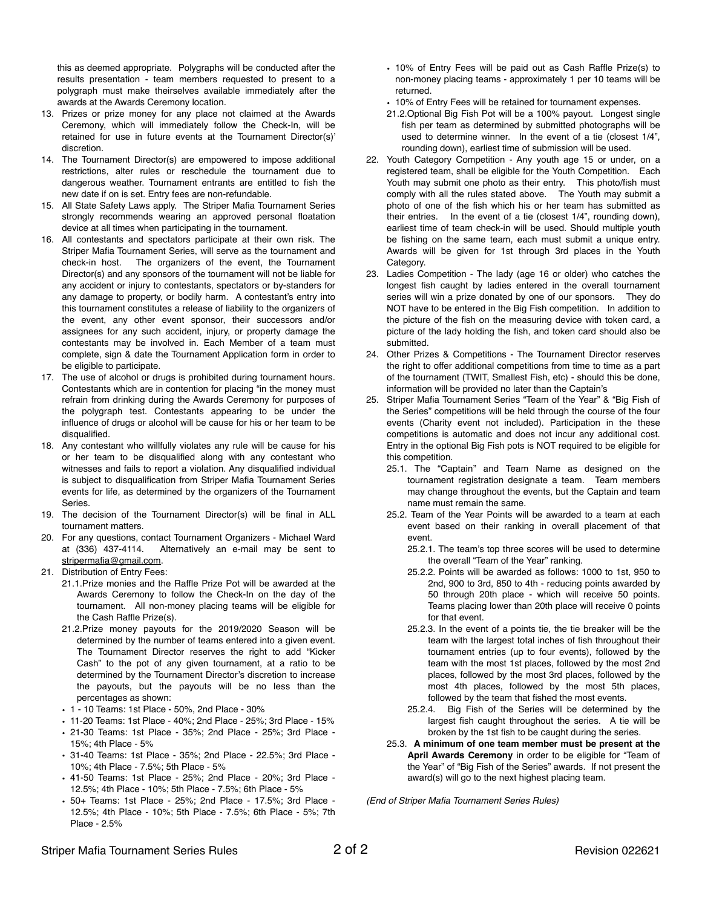this as deemed appropriate. Polygraphs will be conducted after the results presentation - team members requested to present to a polygraph must make theirselves available immediately after the awards at the Awards Ceremony location.

13. Prizes or prize money for any place not claimed at the Awards Ceremony, which will immediately follow the Check-In, will be retained for use in future events at the Tournament Director(s)' discretion.
14. The Tournament Director(s) are empowered to impose additional restrictions, alter rules or reschedule the tournament due to dangerous weather. Tournament entrants are entitled to fish the new date if on is set. Entry fees are non-refundable.
15. All State Safety Laws apply. The Striper Mafia Tournament Series strongly recommends wearing an approved personal floatation device at all times when participating in the tournament.
16. All contestants and spectators participate at their own risk. The Striper Mafia Tournament Series, will serve as the tournament and check-in host. The organizers of the event, the Tournament Director(s) and any sponsors of the tournament will not be liable for any accident or injury to contestants, spectators or by-standers for any damage to property, or bodily harm. A contestant's entry into this tournament constitutes a release of liability to the organizers of the event, any other event sponsor, their successors and/or assignees for any such accident, injury, or property damage the contestants may be involved in. Each Member of a team must complete, sign & date the Tournament Application form in order to be eligible to participate.
17. The use of alcohol or drugs is prohibited during tournament hours. Contestants which are in contention for placing "in the money must refrain from drinking during the Awards Ceremony for purposes of the polygraph test. Contestants appearing to be under the influence of drugs or alcohol will be cause for his or her team to be disqualified.
18. Any contestant who willfully violates any rule will be cause for his or her team to be disqualified along with any contestant who witnesses and fails to report a violation. Any disqualified individual is subject to disqualification from Striper Mafia Tournament Series events for life, as determined by the organizers of the Tournament Series.
19. The decision of the Tournament Director(s) will be final in ALL tournament matters.
20. For any questions, contact Tournament Organizers - Michael Ward at (336) 437-4114. Alternatively an e-mail may be sent to stripermafia@gmail.com.
21. Distribution of Entry Fees:
    - 21.1. Prize monies and the Raffle Prize Pot will be awarded at the Awards Ceremony to follow the Check-In on the day of the tournament. All non-money placing teams will be eligible for the Cash Raffle Prize(s).
    - 21.2. Prize money payouts for the 2019/2020 Season will be determined by the number of teams entered into a given event. The Tournament Director reserves the right to add "Kicker Cash" to the pot of any given tournament, at a ratio to be determined by the Tournament Director's discretion to increase the payouts, but the payouts will be no less than the percentages as shown:
      - 1 - 10 Teams: 1st Place - 50%, 2nd Place - 30%
      - 11-20 Teams: 1st Place - 40%; 2nd Place - 25%; 3rd Place - 15%
      - 21-30 Teams: 1st Place - 35%; 2nd Place - 25%; 3rd Place - 15%; 4th Place - 5%
      - 31-40 Teams: 1st Place - 35%; 2nd Place - 22.5%; 3rd Place - 10%; 4th Place - 7.5%; 5th Place - 5%
      - 41-50 Teams: 1st Place - 25%; 2nd Place - 20%; 3rd Place - 12.5%; 4th Place - 10%; 5th Place - 7.5%; 6th Place - 5%
      - 50+ Teams: 1st Place - 25%; 2nd Place - 17.5%; 3rd Place - 12.5%; 4th Place - 10%; 5th Place - 7.5%; 6th Place - 5%; 7th Place - 2.5%
      - 10% of Entry Fees will be paid out as Cash Raffle Prize(s) to non-money placing teams - approximately 1 per 10 teams will be returned.
      - 10% of Entry Fees will be retained for tournament expenses.
    - 21.2. Optional Big Fish Pot will be a 100% payout. Longest single fish per team as determined by submitted photographs will be used to determine winner. In the event of a tie (closest 1/4", rounding down), earliest time of submission will be used.
22. Youth Category Competition - Any youth age 15 or under, on a registered team, shall be eligible for the Youth Competition. Each Youth may submit one photo as their entry. This photo/fish must comply with all the rules stated above. The Youth may submit a photo of one of the fish which his or her team has submitted as their entries. In the event of a tie (closest 1/4", rounding down), earliest time of team check-in will be used. Should multiple youth be fishing on the same team, each must submit a unique entry. Awards will be given for 1st through 3rd places in the Youth Category.
23. Ladies Competition - The lady (age 16 or older) who catches the longest fish caught by ladies entered in the overall tournament series will win a prize donated by one of our sponsors. They do NOT have to be entered in the Big Fish competition. In addition to the picture of the fish on the measuring device with token card, a picture of the lady holding the fish, and token card should also be submitted.
24. Other Prizes & Competitions - The Tournament Director reserves the right to offer additional competitions from time to time as a part of the tournament (TWIT, Smallest Fish, etc) - should this be done, information will be provided no later than the Captain's
25. Striper Mafia Tournament Series "Team of the Year" & "Big Fish of the Series" competitions will be held through the course of the four events (Charity event not included). Participation in the these competitions is automatic and does not incur any additional cost. Entry in the optional Big Fish pots is NOT required to be eligible for this competition.
    - 25.1. The "Captain" and Team Name as designed on the tournament registration designate a team. Team members may change throughout the events, but the Captain and team name must remain the same.
    - 25.2. Team of the Year Points will be awarded to a team at each event based on their ranking in overall placement of that event.
      - 25.2.1. The team's top three scores will be used to determine the overall "Team of the Year" ranking.
      - 25.2.2. Points will be awarded as follows: 1000 to 1st, 950 to 2nd, 900 to 3rd, 850 to 4th - reducing points awarded by 50 through 20th place - which will receive 50 points. Teams placing lower than 20th place will receive 0 points for that event.
      - 25.2.3. In the event of a points tie, the tie breaker will be the team with the largest total inches of fish throughout their tournament entries (up to four events), followed by the team with the most 1st places, followed by the most 2nd places, followed by the most 3rd places, followed by the most 4th places, followed by the most 5th places, followed by the team that fished the most events.
      - 25.2.4. Big Fish of the Series will be determined by the largest fish caught throughout the series. A tie will be broken by the 1st fish to be caught during the series.
    - 25.3. **A minimum of one team member must be present at the April Awards Ceremony** in order to be eligible for "Team of the Year" of "Big Fish of the Series" awards. If not present the award(s) will go to the next highest placing team.

*(End of Striper Mafia Tournament Series Rules)*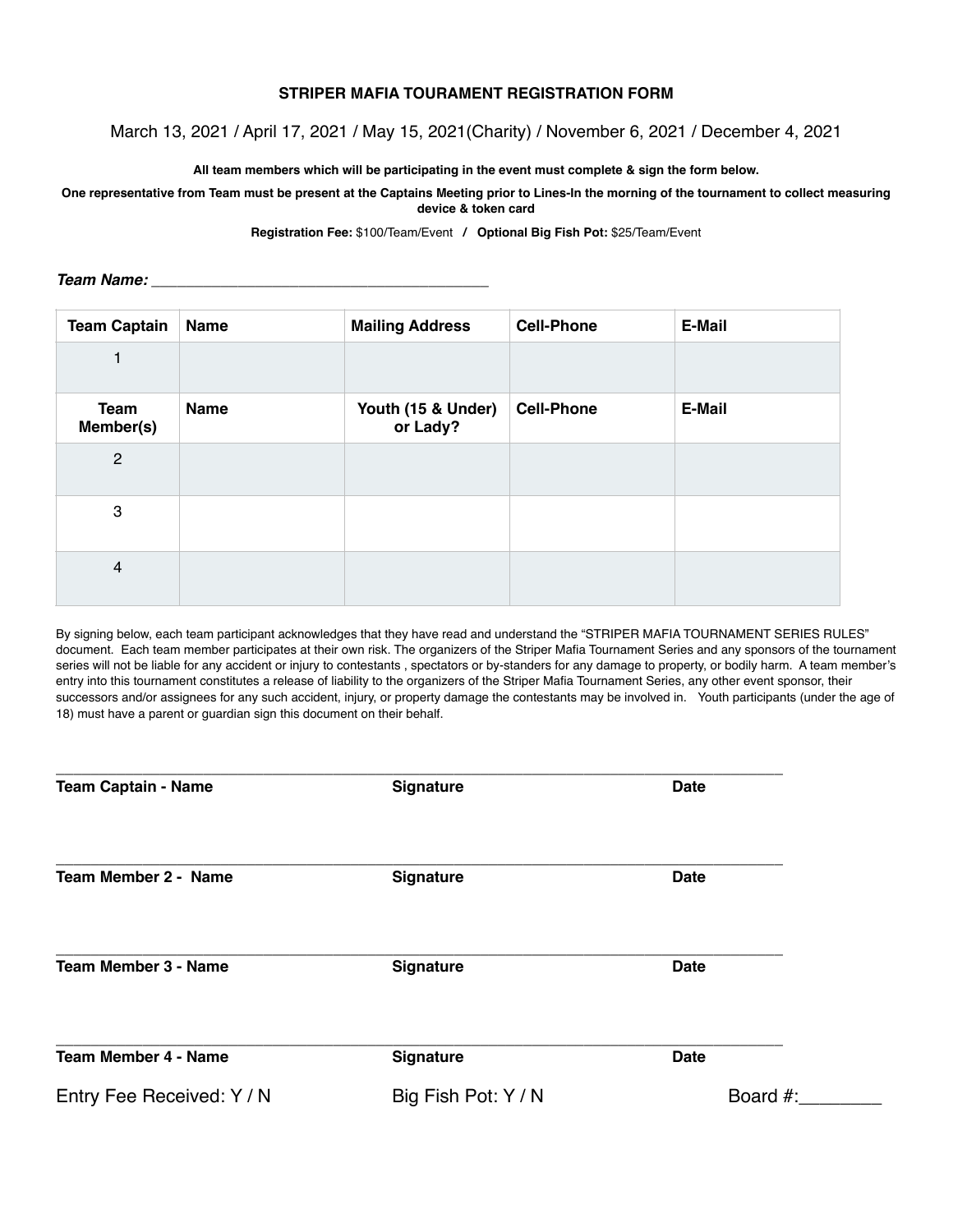# STRIPER MAFIA TOURAMENT REGISTRATION FORM

March 13, 2021 / April 17, 2021 / May 15, 2021(Charity) / November 6, 2021 / December 4, 2021

**All team members which will be participating in the event must complete & sign the form below.**

**One representative from Team must be present at the Captains Meeting prior to Lines-In the morning of the tournament to collect measuring device & token card**

**Registration Fee:** $100/Team/Event / **Optional Big Fish Pot:** $25/Team/Event

***Team Name:*** ______________________________________

| Team Captain | Name | Mailing Address | Cell-Phone | E-Mail |
|---|---|---|---|---|
| 1 | | | | |
| **Team Member(s)** | **Name** | **Youth (15 & Under) or Lady?** | **Cell-Phone** | **E-Mail** |
| 2 | | | | |
| 3 | | | | |
| 4 | | | | |

By signing below, each team participant acknowledges that they have read and understand the "STRIPER MAFIA TOURNAMENT SERIES RULES" document. Each team member participates at their own risk. The organizers of the Striper Mafia Tournament Series and any sponsors of the tournament series will not be liable for any accident or injury to contestants , spectators or by-standers for any damage to property, or bodily harm. A team member's entry into this tournament constitutes a release of liability to the organizers of the Striper Mafia Tournament Series, any other event sponsor, their successors and/or assignees for any such accident, injury, or property damage the contestants may be involved in. Youth participants (under the age of 18) must have a parent or guardian sign this document on their behalf.

______________________________________________________________________________

**Team Captain - Name** **Signature** **Date**

______________________________________________________________________________

**Team Member 2 - Name** **Signature** **Date**

______________________________________________________________________________

**Team Member 3 - Name** **Signature** **Date**

______________________________________________________________________________

**Team Member 4 - Name** **Signature** **Date**

Entry Fee Received: Y / N Big Fish Pot: Y / N Board #:________